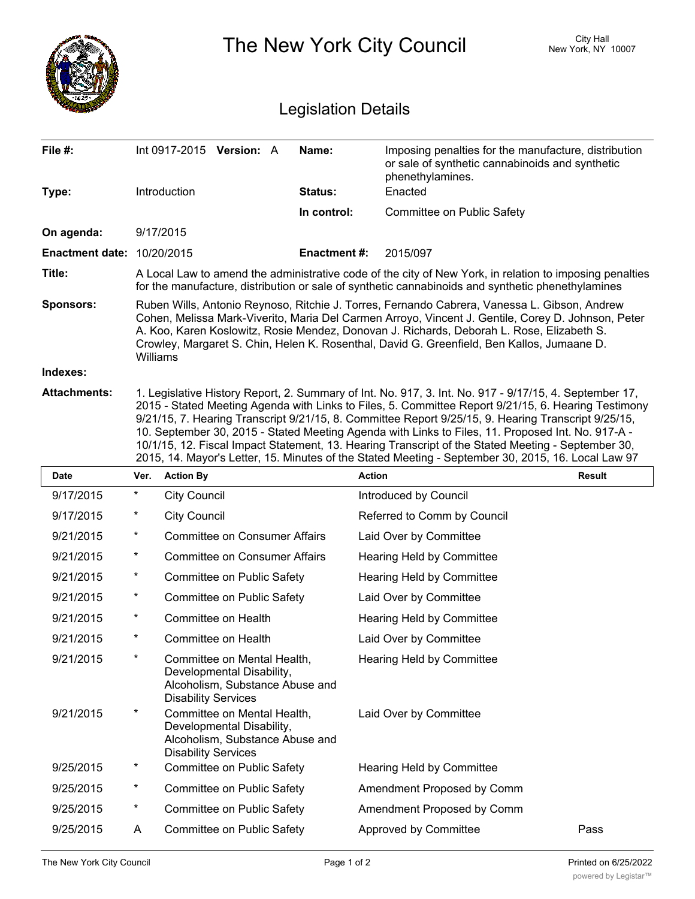# The New York City Council

City Hall
New York, NY 10007

## Legislation Details

| | | | |
|---|---|---|---|
| **File #:** | Int 0917-2015 **Version:** A | **Name:** | Imposing penalties for the manufacture, distribution or sale of synthetic cannabinoids and synthetic phenethylamines. |
| **Type:** | Introduction | **Status:** | Enacted |
| | | **In control:** | Committee on Public Safety |
| **On agenda:** | 9/17/2015 | | |
| **Enactment date:** | 10/20/2015 | **Enactment #:** | 2015/097 |

**Title:** A Local Law to amend the administrative code of the city of New York, in relation to imposing penalties for the manufacture, distribution or sale of synthetic cannabinoids and synthetic phenethylamines

**Sponsors:** Ruben Wills, Antonio Reynoso, Ritchie J. Torres, Fernando Cabrera, Vanessa L. Gibson, Andrew Cohen, Melissa Mark-Viverito, Maria Del Carmen Arroyo, Vincent J. Gentile, Corey D. Johnson, Peter A. Koo, Karen Koslowitz, Rosie Mendez, Donovan J. Richards, Deborah L. Rose, Elizabeth S. Crowley, Margaret S. Chin, Helen K. Rosenthal, David G. Greenfield, Ben Kallos, Jumaane D. Williams

**Indexes:**

**Attachments:** 1. Legislative History Report, 2. Summary of Int. No. 917, 3. Int. No. 917 - 9/17/15, 4. September 17, 2015 - Stated Meeting Agenda with Links to Files, 5. Committee Report 9/21/15, 6. Hearing Testimony 9/21/15, 7. Hearing Transcript 9/21/15, 8. Committee Report 9/25/15, 9. Hearing Transcript 9/25/15, 10. September 30, 2015 - Stated Meeting Agenda with Links to Files, 11. Proposed Int. No. 917-A - 10/1/15, 12. Fiscal Impact Statement, 13. Hearing Transcript of the Stated Meeting - September 30, 2015, 14. Mayor's Letter, 15. Minutes of the Stated Meeting - September 30, 2015, 16. Local Law 97

| Date | Ver. | Action By | Action | Result |
|---|---|---|---|---|
| 9/17/2015 | * | City Council | Introduced by Council | |
| 9/17/2015 | * | City Council | Referred to Comm by Council | |
| 9/21/2015 | * | Committee on Consumer Affairs | Laid Over by Committee | |
| 9/21/2015 | * | Committee on Consumer Affairs | Hearing Held by Committee | |
| 9/21/2015 | * | Committee on Public Safety | Hearing Held by Committee | |
| 9/21/2015 | * | Committee on Public Safety | Laid Over by Committee | |
| 9/21/2015 | * | Committee on Health | Hearing Held by Committee | |
| 9/21/2015 | * | Committee on Health | Laid Over by Committee | |
| 9/21/2015 | * | Committee on Mental Health, Developmental Disability, Alcoholism, Substance Abuse and Disability Services | Hearing Held by Committee | |
| 9/21/2015 | * | Committee on Mental Health, Developmental Disability, Alcoholism, Substance Abuse and Disability Services | Laid Over by Committee | |
| 9/25/2015 | * | Committee on Public Safety | Hearing Held by Committee | |
| 9/25/2015 | * | Committee on Public Safety | Amendment Proposed by Comm | |
| 9/25/2015 | * | Committee on Public Safety | Amendment Proposed by Comm | |
| 9/25/2015 | A | Committee on Public Safety | Approved by Committee | Pass |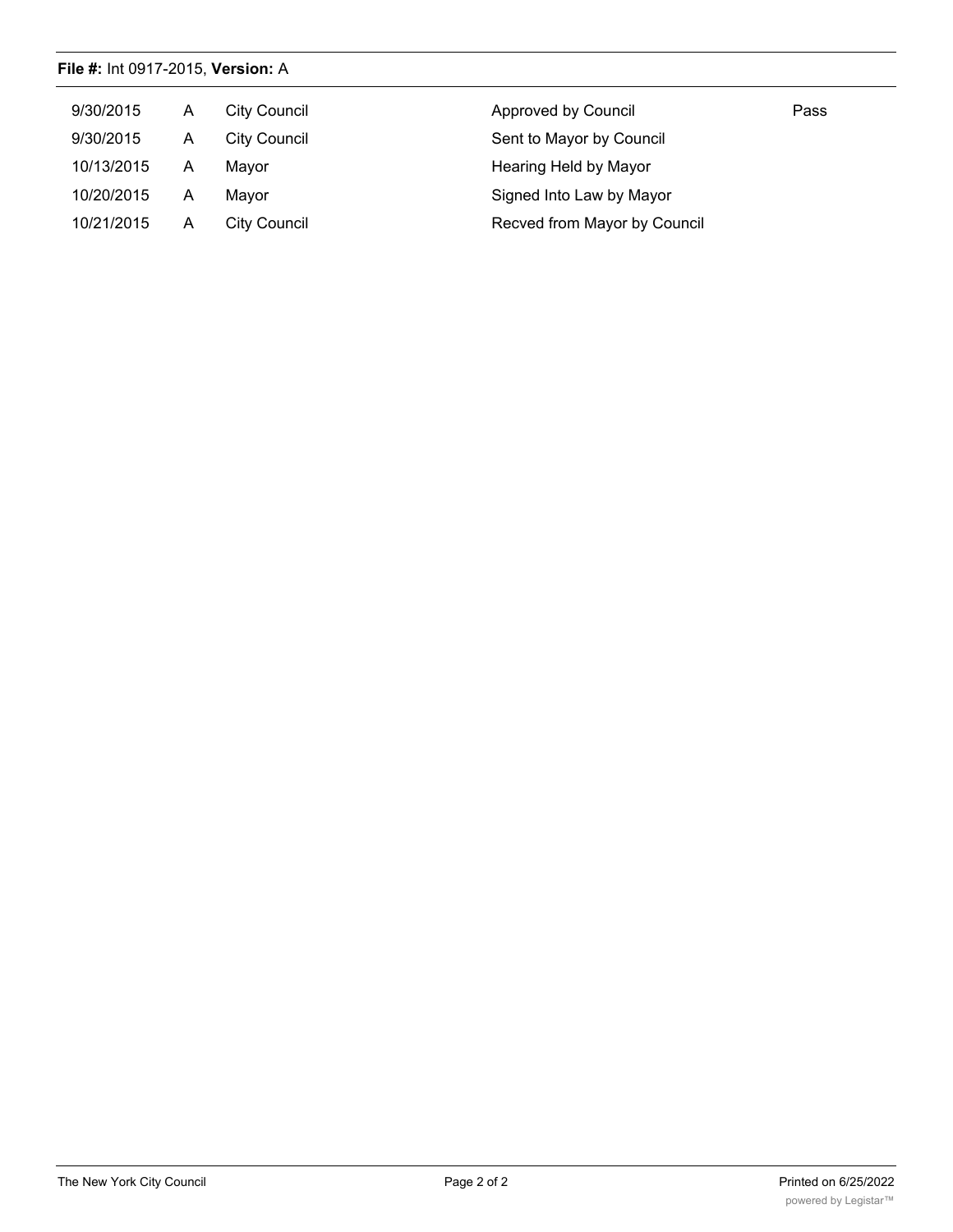**File #:** Int 0917-2015, **Version:** A

| | | | | |
|---|---|---|---|---|
| 9/30/2015 | A | City Council | Approved by Council | Pass |
| 9/30/2015 | A | City Council | Sent to Mayor by Council | |
| 10/13/2015 | A | Mayor | Hearing Held by Mayor | |
| 10/20/2015 | A | Mayor | Signed Into Law by Mayor | |
| 10/21/2015 | A | City Council | Recved from Mayor by Council | |